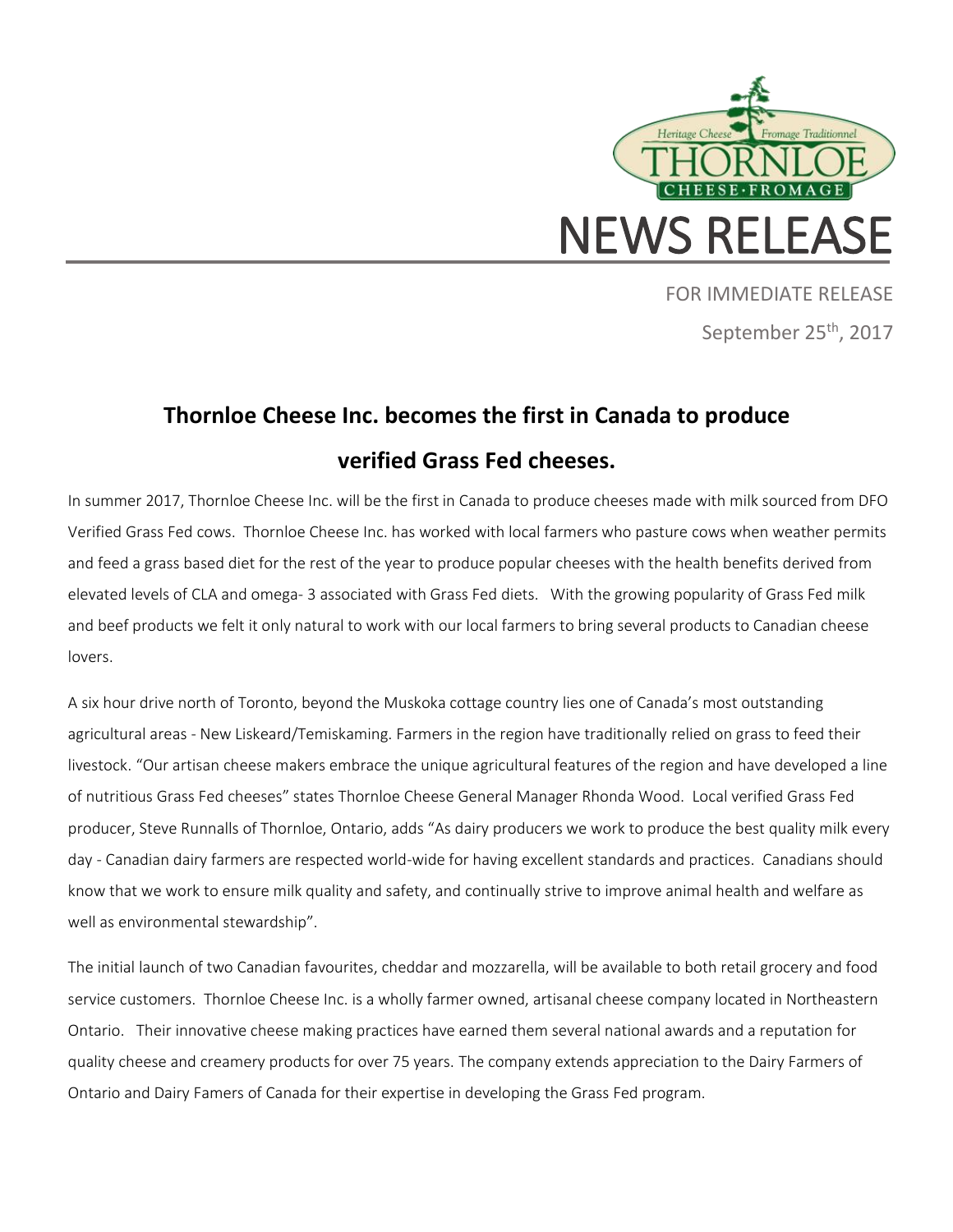Heritage Cheese · Fromage Traditionnel

THORNLOE

CHEESE·FROMAGE

# NEWS RELEASE

FOR IMMEDIATE RELEASE

September 25th, 2017

## Thornloe Cheese Inc. becomes the first in Canada to produce verified Grass Fed cheeses.

In summer 2017, Thornloe Cheese Inc. will be the first in Canada to produce cheeses made with milk sourced from DFO Verified Grass Fed cows. Thornloe Cheese Inc. has worked with local farmers who pasture cows when weather permits and feed a grass based diet for the rest of the year to produce popular cheeses with the health benefits derived from elevated levels of CLA and omega- 3 associated with Grass Fed diets. With the growing popularity of Grass Fed milk and beef products we felt it only natural to work with our local farmers to bring several products to Canadian cheese lovers.

A six hour drive north of Toronto, beyond the Muskoka cottage country lies one of Canada's most outstanding agricultural areas - New Liskeard/Temiskaming. Farmers in the region have traditionally relied on grass to feed their livestock. "Our artisan cheese makers embrace the unique agricultural features of the region and have developed a line of nutritious Grass Fed cheeses" states Thornloe Cheese General Manager Rhonda Wood. Local verified Grass Fed producer, Steve Runnalls of Thornloe, Ontario, adds "As dairy producers we work to produce the best quality milk every day - Canadian dairy farmers are respected world-wide for having excellent standards and practices. Canadians should know that we work to ensure milk quality and safety, and continually strive to improve animal health and welfare as well as environmental stewardship".

The initial launch of two Canadian favourites, cheddar and mozzarella, will be available to both retail grocery and food service customers. Thornloe Cheese Inc. is a wholly farmer owned, artisanal cheese company located in Northeastern Ontario. Their innovative cheese making practices have earned them several national awards and a reputation for quality cheese and creamery products for over 75 years. The company extends appreciation to the Dairy Farmers of Ontario and Dairy Famers of Canada for their expertise in developing the Grass Fed program.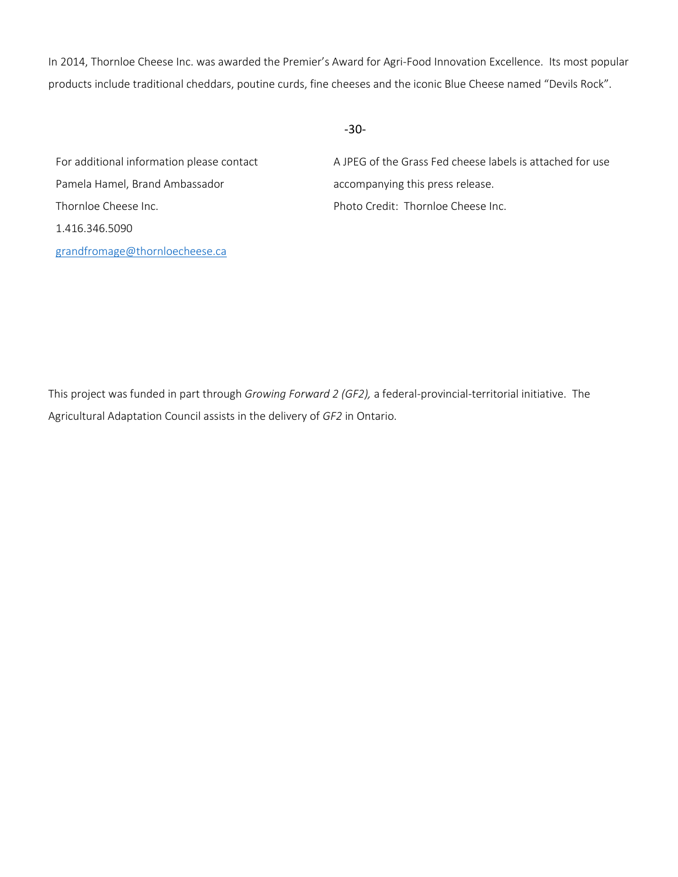In 2014, Thornloe Cheese Inc. was awarded the Premier's Award for Agri-Food Innovation Excellence. Its most popular products include traditional cheddars, poutine curds, fine cheeses and the iconic Blue Cheese named "Devils Rock".

-30-

For additional information please contact  
Pamela Hamel, Brand Ambassador  
Thornloe Cheese Inc.  
1.416.346.5090  
grandfromage@thornloecheese.ca

A JPEG of the Grass Fed cheese labels is attached for use accompanying this press release.  
Photo Credit: Thornloe Cheese Inc.

This project was funded in part through *Growing Forward 2 (GF2),* a federal-provincial-territorial initiative. The Agricultural Adaptation Council assists in the delivery of *GF2* in Ontario.